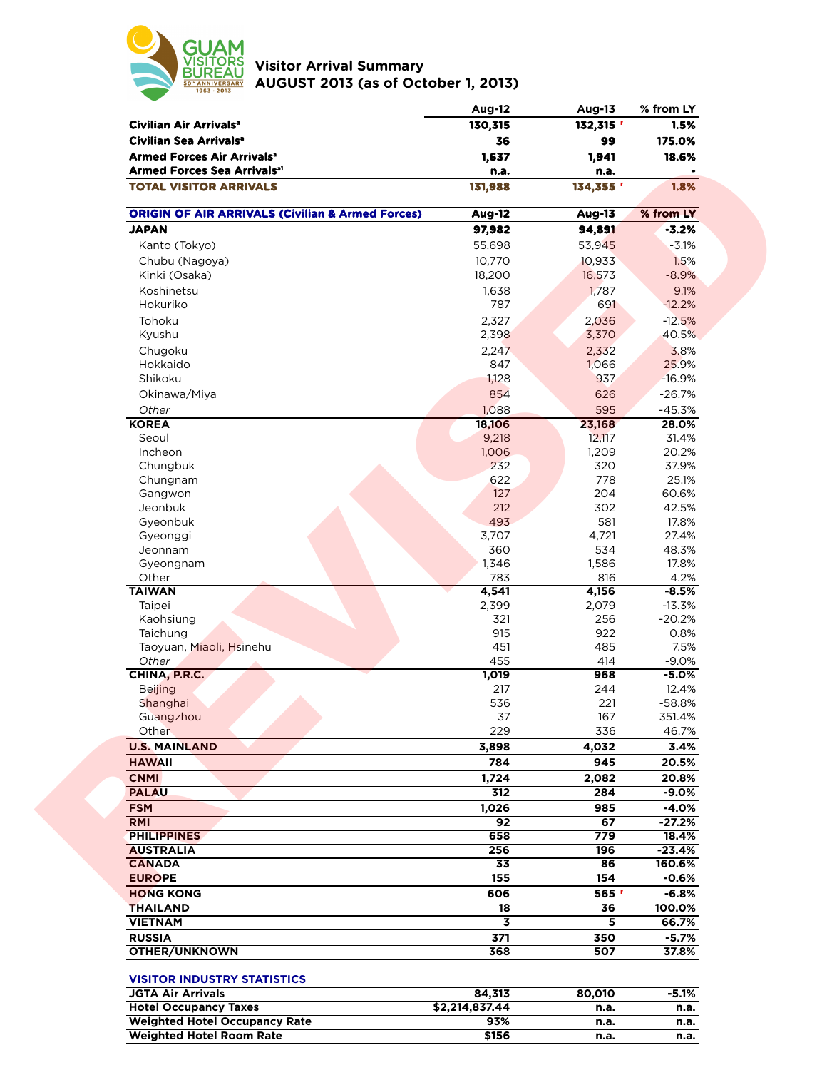GUAM VISITORS BUREAU
50th ANNIVERSARY 1963 - 2013

# Visitor Arrival Summary
## AUGUST 2013 (as of October 1, 2013)

REVISED

| | Aug-12 | Aug-13 | % from LY |
|---|---|---|---|
| **Civilian Air Arrivals**[a] | **130,315** | **132,315** [r] | **1.5%** |
| **Civilian Sea Arrivals**[a] | **36** | **99** | **175.0%** |
| **Armed Forces Air Arrivals**[a] | **1,637** | **1,941** | **18.6%** |
| **Armed Forces Sea Arrivals**[a1] | **n.a.** | **n.a.** | **-** |
| **TOTAL VISITOR ARRIVALS** | **131,988** | **134,355** [r] | **1.8%** |

| ORIGIN OF AIR ARRIVALS (Civilian & Armed Forces) | Aug-12 | Aug-13 | % from LY |
|---|---|---|---|
| **JAPAN** | **97,982** | **94,891** | **-3.2%** |
| Kanto (Tokyo) | 55,698 | 53,945 | -3.1% |
| Chubu (Nagoya) | 10,770 | 10,933 | 1.5% |
| Kinki (Osaka) | 18,200 | 16,573 | -8.9% |
| Koshinetsu | 1,638 | 1,787 | 9.1% |
| Hokuriko | 787 | 691 | -12.2% |
| Tohoku | 2,327 | 2,036 | -12.5% |
| Kyushu | 2,398 | 3,370 | 40.5% |
| Chugoku | 2,247 | 2,332 | 3.8% |
| Hokkaido | 847 | 1,066 | 25.9% |
| Shikoku | 1,128 | 937 | -16.9% |
| Okinawa/Miya | 854 | 626 | -26.7% |
| *Other* | 1,088 | 595 | -45.3% |
| **KOREA** | **18,106** | **23,168** | **28.0%** |
| Seoul | 9,218 | 12,117 | 31.4% |
| Incheon | 1,006 | 1,209 | 20.2% |
| Chungbuk | 232 | 320 | 37.9% |
| Chungnam | 622 | 778 | 25.1% |
| Gangwon | 127 | 204 | 60.6% |
| Jeonbuk | 212 | 302 | 42.5% |
| Gyeonbuk | 493 | 581 | 17.8% |
| Gyeonggi | 3,707 | 4,721 | 27.4% |
| Jeonnam | 360 | 534 | 48.3% |
| Gyeongnam | 1,346 | 1,586 | 17.8% |
| Other | 783 | 816 | 4.2% |
| **TAIWAN** | **4,541** | **4,156** | **-8.5%** |
| Taipei | 2,399 | 2,079 | -13.3% |
| Kaohsiung | 321 | 256 | -20.2% |
| Taichung | 915 | 922 | 0.8% |
| Taoyuan, Miaoli, Hsinehu | 451 | 485 | 7.5% |
| *Other* | 455 | 414 | -9.0% |
| **CHINA, P.R.C.** | **1,019** | **968** | **-5.0%** |
| Beijing | 217 | 244 | 12.4% |
| Shanghai | 536 | 221 | -58.8% |
| Guangzhou | 37 | 167 | 351.4% |
| Other | 229 | 336 | 46.7% |
| **U.S. MAINLAND** | **3,898** | **4,032** | **3.4%** |
| **HAWAII** | **784** | **945** | **20.5%** |
| **CNMI** | **1,724** | **2,082** | **20.8%** |
| **PALAU** | **312** | **284** | **-9.0%** |
| **FSM** | **1,026** | **985** | **-4.0%** |
| **RMI** | **92** | **67** | **-27.2%** |
| **PHILIPPINES** | **658** | **779** | **18.4%** |
| **AUSTRALIA** | **256** | **196** | **-23.4%** |
| **CANADA** | **33** | **86** | **160.6%** |
| **EUROPE** | **155** | **154** | **-0.6%** |
| **HONG KONG** | **606** | **565** [r] | **-6.8%** |
| **THAILAND** | **18** | **36** | **100.0%** |
| **VIETNAM** | **3** | **5** | **66.7%** |
| **RUSSIA** | **371** | **350** | **-5.7%** |
| **OTHER/UNKNOWN** | **368** | **507** | **37.8%** |

| VISITOR INDUSTRY STATISTICS | | | |
|---|---|---|---|
| **JGTA Air Arrivals** | **84,313** | **80,010** | **-5.1%** |
| **Hotel Occupancy Taxes** | **$2,214,837.44** | **n.a.** | **n.a.** |
| **Weighted Hotel Occupancy Rate** | **93%** | **n.a.** | **n.a.** |
| **Weighted Hotel Room Rate** | **$156** | **n.a.** | **n.a.** |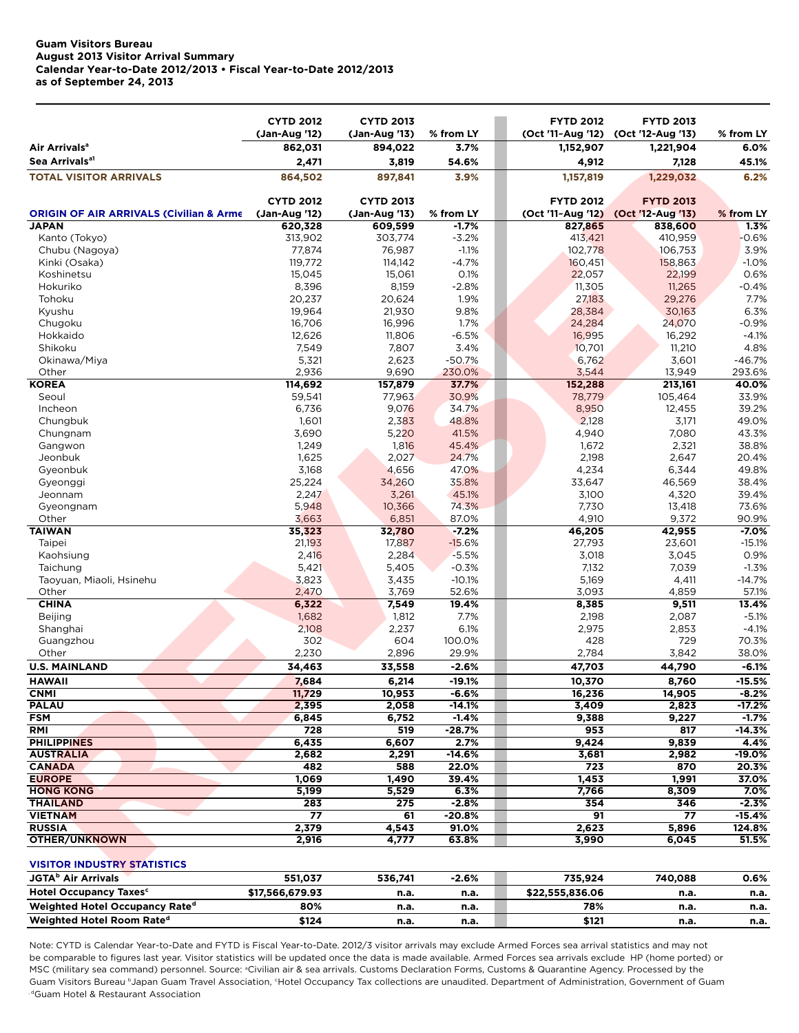**Guam Visitors Bureau**
**August 2013 Visitor Arrival Summary**
**Calendar Year-to-Date 2012/2013 • Fiscal Year-to-Date 2012/2013**
**as of September 24, 2013**

| | CYTD 2012 (Jan-Aug '12) | CYTD 2013 (Jan-Aug '13) | % from LY | FYTD 2012 (Oct '11-Aug '12) | FYTD 2013 (Oct '12-Aug '13) | % from LY |
|---|---|---|---|---|---|---|
| **Air Arrivals[a]** | 862,031 | 894,022 | 3.7% | 1,152,907 | 1,221,904 | 6.0% |
| **Sea Arrivals[a1]** | 2,471 | 3,819 | 54.6% | 4,912 | 7,128 | 45.1% |
| **TOTAL VISITOR ARRIVALS** | 864,502 | 897,841 | 3.9% | 1,157,819 | 1,229,032 | 6.2% |

| ORIGIN OF AIR ARRIVALS (Civilian & Arme | CYTD 2012 (Jan-Aug '12) | CYTD 2013 (Jan-Aug '13) | % from LY | FYTD 2012 (Oct '11-Aug '12) | FYTD 2013 (Oct '12-Aug '13) | % from LY |
|---|---|---|---|---|---|---|
| **JAPAN** | **620,328** | **609,599** | **-1.7%** | **827,865** | **838,600** | **1.3%** |
| Kanto (Tokyo) | 313,902 | 303,774 | -3.2% | 413,421 | 410,959 | -0.6% |
| Chubu (Nagoya) | 77,874 | 76,987 | -1.1% | 102,778 | 106,753 | 3.9% |
| Kinki (Osaka) | 119,772 | 114,142 | -4.7% | 160,451 | 158,863 | -1.0% |
| Koshinetsu | 15,045 | 15,061 | 0.1% | 22,057 | 22,199 | 0.6% |
| Hokuriko | 8,396 | 8,159 | -2.8% | 11,305 | 11,265 | -0.4% |
| Tohoku | 20,237 | 20,624 | 1.9% | 27,183 | 29,276 | 7.7% |
| Kyushu | 19,964 | 21,930 | 9.8% | 28,384 | 30,163 | 6.3% |
| Chugoku | 16,706 | 16,996 | 1.7% | 24,284 | 24,070 | -0.9% |
| Hokkaido | 12,626 | 11,806 | -6.5% | 16,995 | 16,292 | -4.1% |
| Shikoku | 7,549 | 7,807 | 3.4% | 10,701 | 11,210 | 4.8% |
| Okinawa/Miya | 5,321 | 2,623 | -50.7% | 6,762 | 3,601 | -46.7% |
| Other | 2,936 | 9,690 | 230.0% | 3,544 | 13,949 | 293.6% |
| **KOREA** | **114,692** | **157,879** | **37.7%** | **152,288** | **213,161** | **40.0%** |
| Seoul | 59,541 | 77,963 | 30.9% | 78,779 | 105,464 | 33.9% |
| Incheon | 6,736 | 9,076 | 34.7% | 8,950 | 12,455 | 39.2% |
| Chungbuk | 1,601 | 2,383 | 48.8% | 2,128 | 3,171 | 49.0% |
| Chungnam | 3,690 | 5,220 | 41.5% | 4,940 | 7,080 | 43.3% |
| Gangwon | 1,249 | 1,816 | 45.4% | 1,672 | 2,321 | 38.8% |
| Jeonbuk | 1,625 | 2,027 | 24.7% | 2,198 | 2,647 | 20.4% |
| Gyeonbuk | 3,168 | 4,656 | 47.0% | 4,234 | 6,344 | 49.8% |
| Gyeonggi | 25,224 | 34,260 | 35.8% | 33,647 | 46,569 | 38.4% |
| Jeonnam | 2,247 | 3,261 | 45.1% | 3,100 | 4,320 | 39.4% |
| Gyeongnam | 5,948 | 10,366 | 74.3% | 7,730 | 13,418 | 73.6% |
| Other | 3,663 | 6,851 | 87.0% | 4,910 | 9,372 | 90.9% |
| **TAIWAN** | **35,323** | **32,780** | **-7.2%** | **46,205** | **42,955** | **-7.0%** |
| Taipei | 21,193 | 17,887 | -15.6% | 27,793 | 23,601 | -15.1% |
| Kaohsiung | 2,416 | 2,284 | -5.5% | 3,018 | 3,045 | 0.9% |
| Taichung | 5,421 | 5,405 | -0.3% | 7,132 | 7,039 | -1.3% |
| Taoyuan, Miaoli, Hsinehu | 3,823 | 3,435 | -10.1% | 5,169 | 4,411 | -14.7% |
| Other | 2,470 | 3,769 | 52.6% | 3,093 | 4,859 | 57.1% |
| **CHINA** | **6,322** | **7,549** | **19.4%** | **8,385** | **9,511** | **13.4%** |
| Beijing | 1,682 | 1,812 | 7.7% | 2,198 | 2,087 | -5.1% |
| Shanghai | 2,108 | 2,237 | 6.1% | 2,975 | 2,853 | -4.1% |
| Guangzhou | 302 | 604 | 100.0% | 428 | 729 | 70.3% |
| Other | 2,230 | 2,896 | 29.9% | 2,784 | 3,842 | 38.0% |
| **U.S. MAINLAND** | **34,463** | **33,558** | **-2.6%** | **47,703** | **44,790** | **-6.1%** |
| **HAWAII** | **7,684** | **6,214** | **-19.1%** | **10,370** | **8,760** | **-15.5%** |
| **CNMI** | **11,729** | **10,953** | **-6.6%** | **16,236** | **14,905** | **-8.2%** |
| **PALAU** | **2,395** | **2,058** | **-14.1%** | **3,409** | **2,823** | **-17.2%** |
| **FSM** | **6,845** | **6,752** | **-1.4%** | **9,388** | **9,227** | **-1.7%** |
| **RMI** | **728** | **519** | **-28.7%** | **953** | **817** | **-14.3%** |
| **PHILIPPINES** | **6,435** | **6,607** | **2.7%** | **9,424** | **9,839** | **4.4%** |
| **AUSTRALIA** | **2,682** | **2,291** | **-14.6%** | **3,681** | **2,982** | **-19.0%** |
| **CANADA** | **482** | **588** | **22.0%** | **723** | **870** | **20.3%** |
| **EUROPE** | **1,069** | **1,490** | **39.4%** | **1,453** | **1,991** | **37.0%** |
| **HONG KONG** | **5,199** | **5,529** | **6.3%** | **7,766** | **8,309** | **7.0%** |
| **THAILAND** | **283** | **275** | **-2.8%** | **354** | **346** | **-2.3%** |
| **VIETNAM** | **77** | **61** | **-20.8%** | **91** | **77** | **-15.4%** |
| **RUSSIA** | **2,379** | **4,543** | **91.0%** | **2,623** | **5,896** | **124.8%** |
| **OTHER/UNKNOWN** | **2,916** | **4,777** | **63.8%** | **3,990** | **6,045** | **51.5%** |

**VISITOR INDUSTRY STATISTICS**

| | CYTD 2012 | CYTD 2013 | % from LY | FYTD 2012 | FYTD 2013 | % from LY |
|---|---|---|---|---|---|---|
| **JGTA[b] Air Arrivals** | 551,037 | 536,741 | -2.6% | 735,924 | 740,088 | 0.6% |
| **Hotel Occupancy Taxes[c]** | $17,566,679.93 | n.a. | n.a. | $22,555,836.06 | n.a. | n.a. |
| **Weighted Hotel Occupancy Rate[d]** | 80% | n.a. | n.a. | 78% | n.a. | n.a. |
| **Weighted Hotel Room Rate[d]** | $124 | n.a. | n.a. | $121 | n.a. | n.a. |

Note: CYTD is Calendar Year-to-Date and FYTD is Fiscal Year-to-Date. 2012/3 visitor arrivals may exclude Armed Forces sea arrival statistics and may not be comparable to figures last year. Visitor statistics will be updated once the data is made available. Armed Forces sea arrivals exclude HP (home ported) or MSC (military sea command) personnel. Source: [a]Civilian air & sea arrivals. Customs Declaration Forms, Customs & Quarantine Agency. Processed by the Guam Visitors Bureau [b]Japan Guam Travel Association, [c]Hotel Occupancy Tax collections are unaudited. Department of Administration, Government of Guam [d]Guam Hotel & Restaurant Association